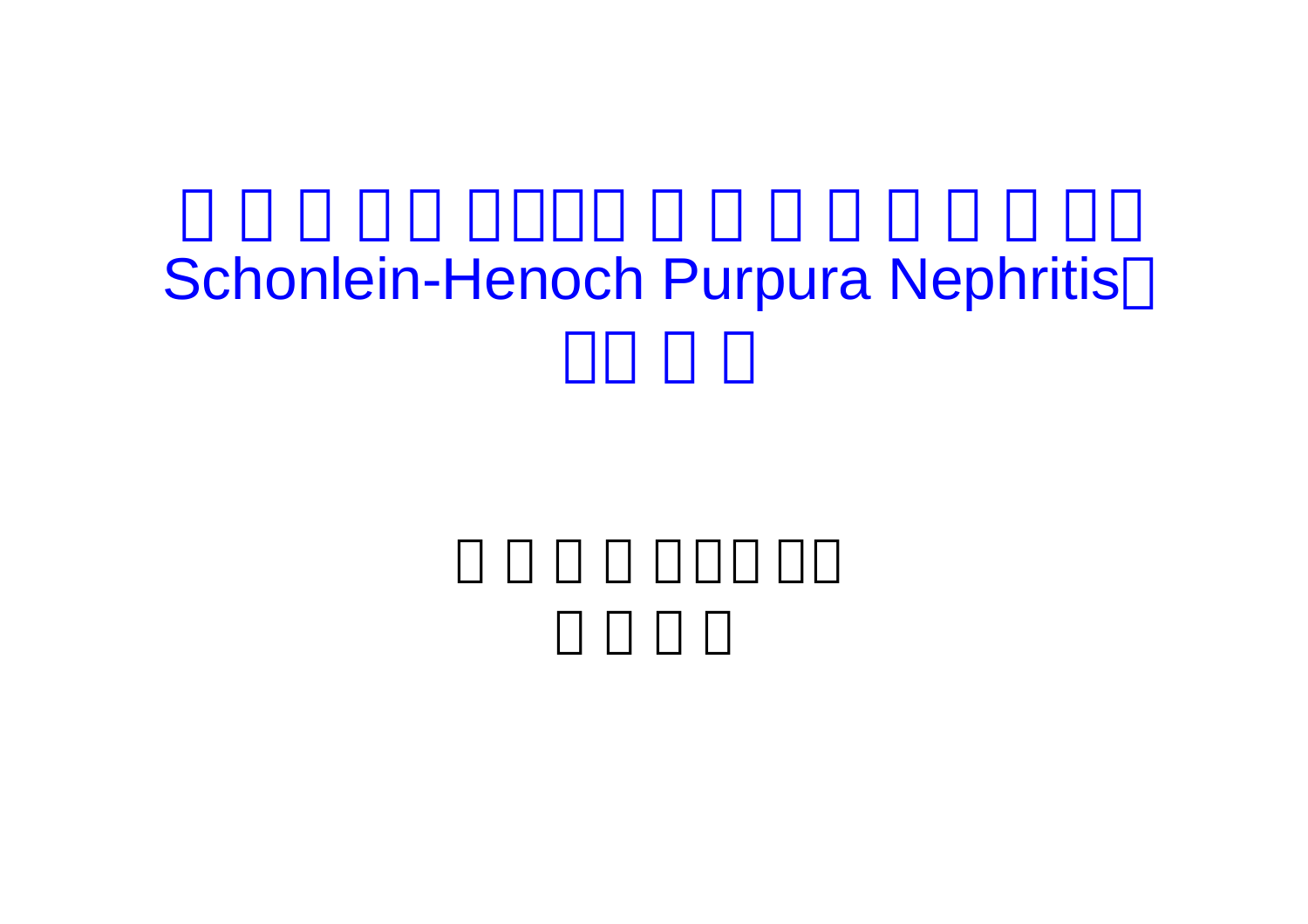# Schonlein-Henoch Purpura Nephritis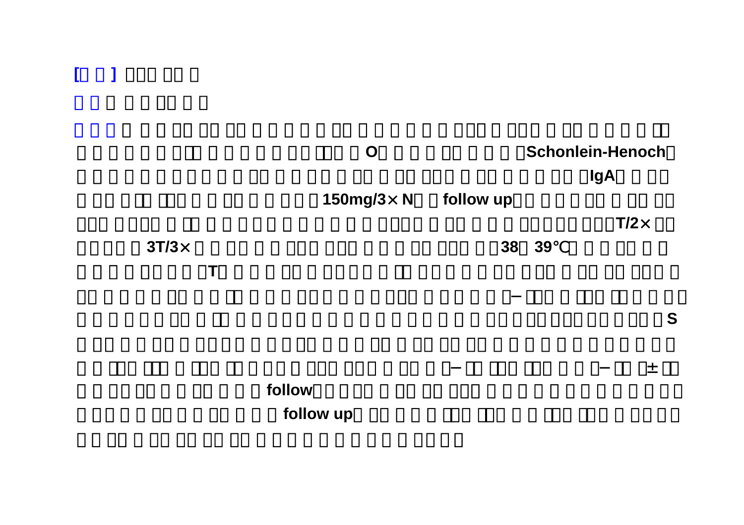[□ □] □□□ □□ □

□ □ □ □ □□ □ □

□ □ □ □ □ □□ □□ □□ □ □ □ □ □□ □ □ □ □ □ □□□ □ □□□ □ □□ □ □ □ □ □□

□ □ □ □ □ □□ □ □ □ □ □ □□ □□ □ O□ □ □ □ □□ □ □ □ □Schonlein-Henoch□

□ □ □ □ □ □ □ □ □ □□ □ □ □□ □ □□ □ □□ □□□ □ □□ □ □ □ □□ □IgA□ □ □□

□ □□ □□□ □□□ □ □ □□ □ □ □□ □150mg/3×N□ □follow up□□ □ □ □ □□ □ □□ □□

□□□ □□□□ □ □□ □ □ □ □ □ □ □ □ □ □ □ □□□□ □ □□ □ □ □□□□□□ □□□T/2×□□

□ □ □□ □3T/3×□ □ □□ □ □ □□□ □□□ □ □ □ □□ □□□ □38□ 39℃□ □ □ □□ □ □

□ □ □ □ □□□ □ □T□ □ □ □ □□ □ □□□□ □ □□ □□□ □ □ □□ □□□ □ □□ □□ □□□ □

□□ □ □ □ □ □□ □ □ □□ □ □ □ □□□ □ □ □ □□□ □ □ □ □ □−□□□ □ □□□ □□ □ □ □□

□ □ □ □ □ □ □□ □ □□ □ □ □□□ □ □ □ □ □ □ □ □ □ □ □□□ □□□ □□□ □□ □ □□□S

□ □□ □ □ □□ □ □□□□ □ □ □□ □ □ □ □□ □ □□ □□ □□ □ □ □ □ □ □ □ □ □ □ □

□ □ □□□ □□□ □ □□□ □□ □ □□□ □ □□□ □□□ □ □□ □ □−□□ □□□ □□□ □ □ □−□□ □±□□

□ □ □□ □□ □ □ □□ □ □ □follow□□ □ □□ □ □□ □□ □□□ □ □ □ □ □ □ □ □ □ □□

□ □□ □ □ □□ □ □ □□ □ □ □follow up□ □□ □ □ □ □□□ □□□ □ □ □□□ □□□ □ □□ □□

□ □ □□ □ □□ □□ □□ □□ □ □ □ □ □ □ □ □ □ □ □□□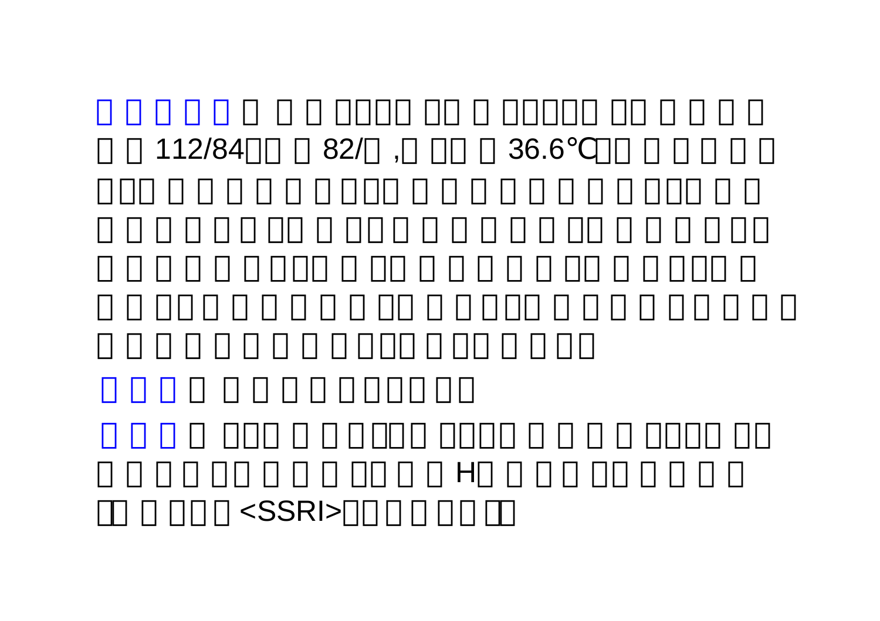112/84 82/ , 36.6℃

H

<SSRI>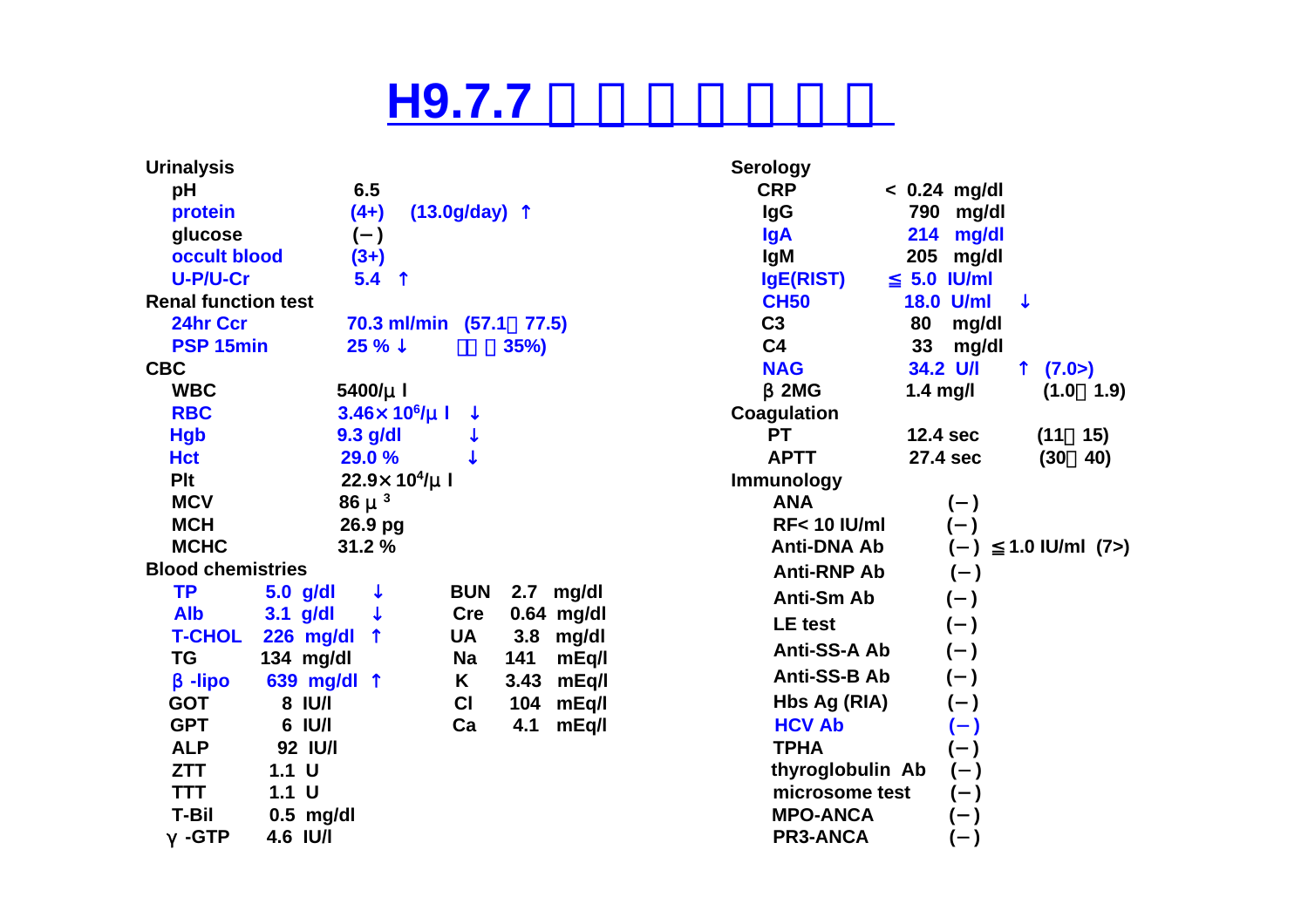# H9.7.7 □□□□□□□

**Urinalysis**

| Test | Value |
|---|---|
| pH | 6.5 |
| protein | (4+) (13.0g/day) ↑ |
| glucose | (−) |
| occult blood | (3+) |
| U-P/U-Cr | 5.4 ↑ |

**Renal function test**

| Test | Value |
|---|---|
| 24hr Ccr | 70.3 ml/min (57.1～77.5) |
| PSP 15min | 25 % ↓ (□□～35%) |

**CBC**

| Test | Value |
|---|---|
| WBC | 5400/μ l |
| RBC | $3.46\times 10^{6}$/μ l ↓ |
| Hgb | 9.3 g/dl ↓ |
| Hct | 29.0 % ↓ |
| Plt | $22.9\times 10^{4}$/μ l |
| MCV | 86 $\mu^{3}$ |
| MCH | 26.9 pg |
| MCHC | 31.2 % |

**Blood chemistries**

| Test | Value | Test | Value |
|---|---|---|---|
| TP | 5.0 g/dl ↓ | BUN | 2.7 mg/dl |
| Alb | 3.1 g/dl ↓ | Cre | 0.64 mg/dl |
| T-CHOL | 226 mg/dl ↑ | UA | 3.8 mg/dl |
| TG | 134 mg/dl | Na | 141 mEq/l |
| β -lipo | 639 mg/dl ↑ | K | 3.43 mEq/l |
| GOT | 8 IU/l | Cl | 104 mEq/l |
| GPT | 6 IU/l | Ca | 4.1 mEq/l |
| ALP | 92 IU/l | | |
| ZTT | 1.1 U | | |
| TTT | 1.1 U | | |
| T-Bil | 0.5 mg/dl | | |
| γ -GTP | 4.6 IU/l | | |

**Serology**

| Test | Value | |
|---|---|---|
| CRP | < 0.24 mg/dl | |
| IgG | 790 mg/dl | |
| IgA | 214 mg/dl | |
| IgM | 205 mg/dl | |
| IgE(RIST) | ≦ 5.0 IU/ml | |
| CH50 | 18.0 U/ml ↓ | |
| C3 | 80 mg/dl | |
| C4 | 33 mg/dl | |
| NAG | 34.2 U/l ↑ | (7.0>) |
| β 2MG | 1.4 mg/l | (1.0～1.9) |

**Coagulation**

| Test | Value | |
|---|---|---|
| PT | 12.4 sec | (11～15) |
| APTT | 27.4 sec | (30～40) |

**Immunology**

| Test | Value |
|---|---|
| ANA | (−) |
| RF< 10 IU/ml | (−) |
| Anti-DNA Ab | (−) ≦1.0 IU/ml (7>) |
| Anti-RNP Ab | (−) |
| Anti-Sm Ab | (−) |
| LE test | (−) |
| Anti-SS-A Ab | (−) |
| Anti-SS-B Ab | (−) |
| Hbs Ag (RIA) | (−) |
| HCV Ab | (−) |
| TPHA | (−) |
| thyroglobulin Ab | (−) |
| microsome test | (−) |
| MPO-ANCA | (−) |
| PR3-ANCA | (−) |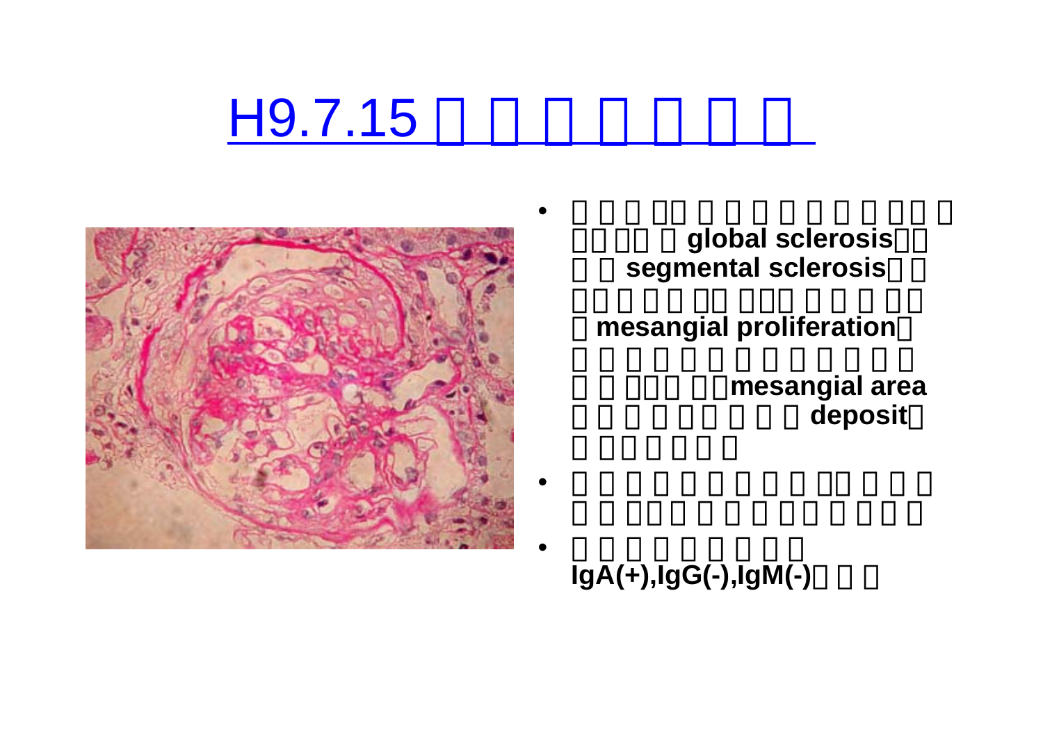# H9.7.15 □□□□□□□

- □□□□□□□□□□□□□□□□□□□□□□global sclerosis□□□□segmental sclerosis□□□□□□□□□□□□□□□□□□□mesangial proliferation□□□□□□□□□□□□□□□□□□□□□□mesangial area□□□□□□□□□deposit□□□□□□□
- □□□□□□□□□□□□□□□□□□□□□□□□□□□
- □□□□□□□□ IgA(+),IgG(-),IgM(-)□□□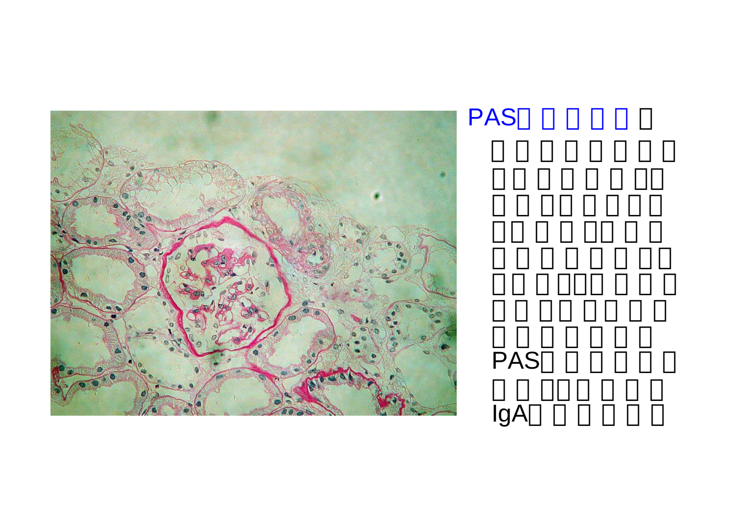PAS

PAS

IgA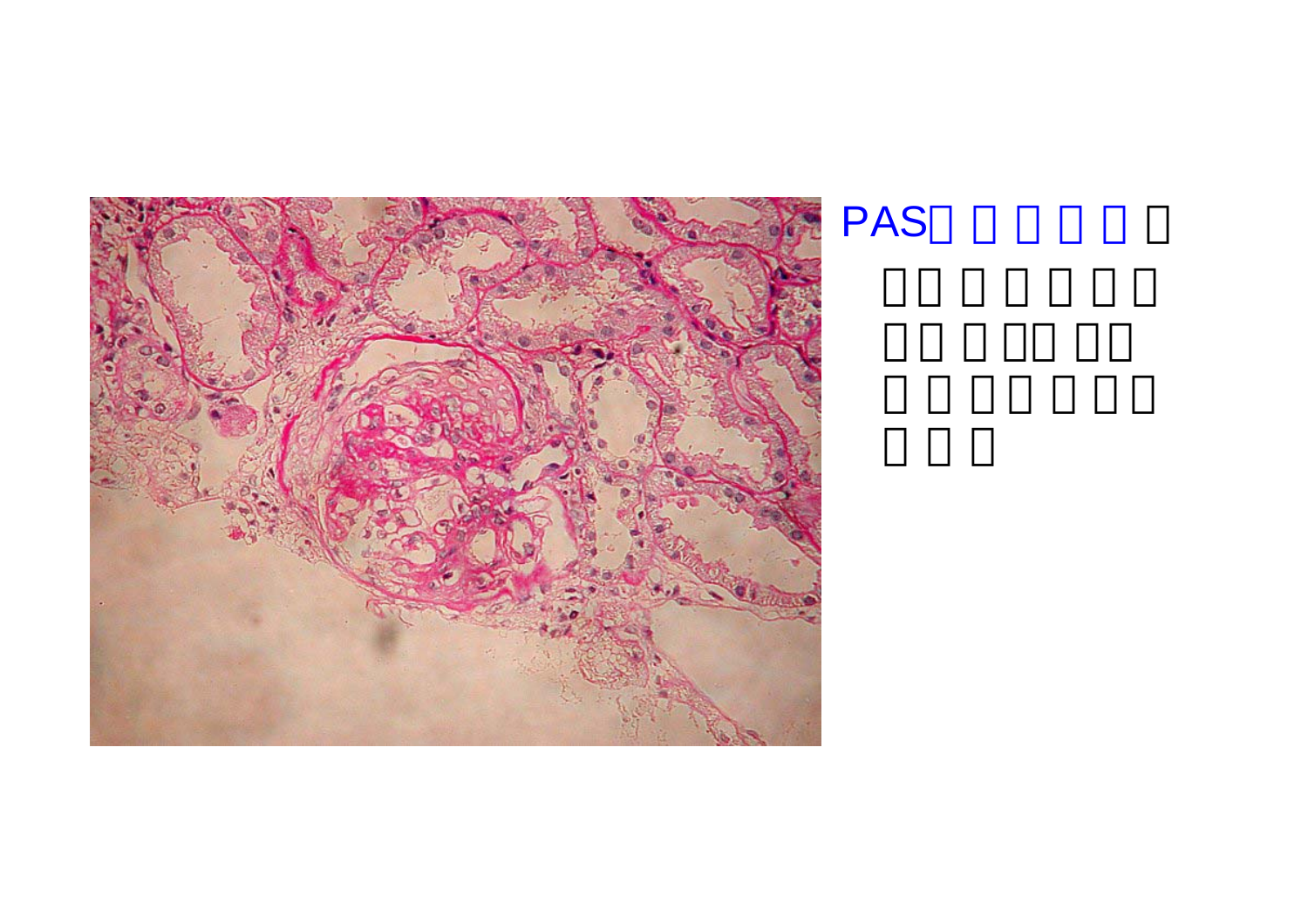PAS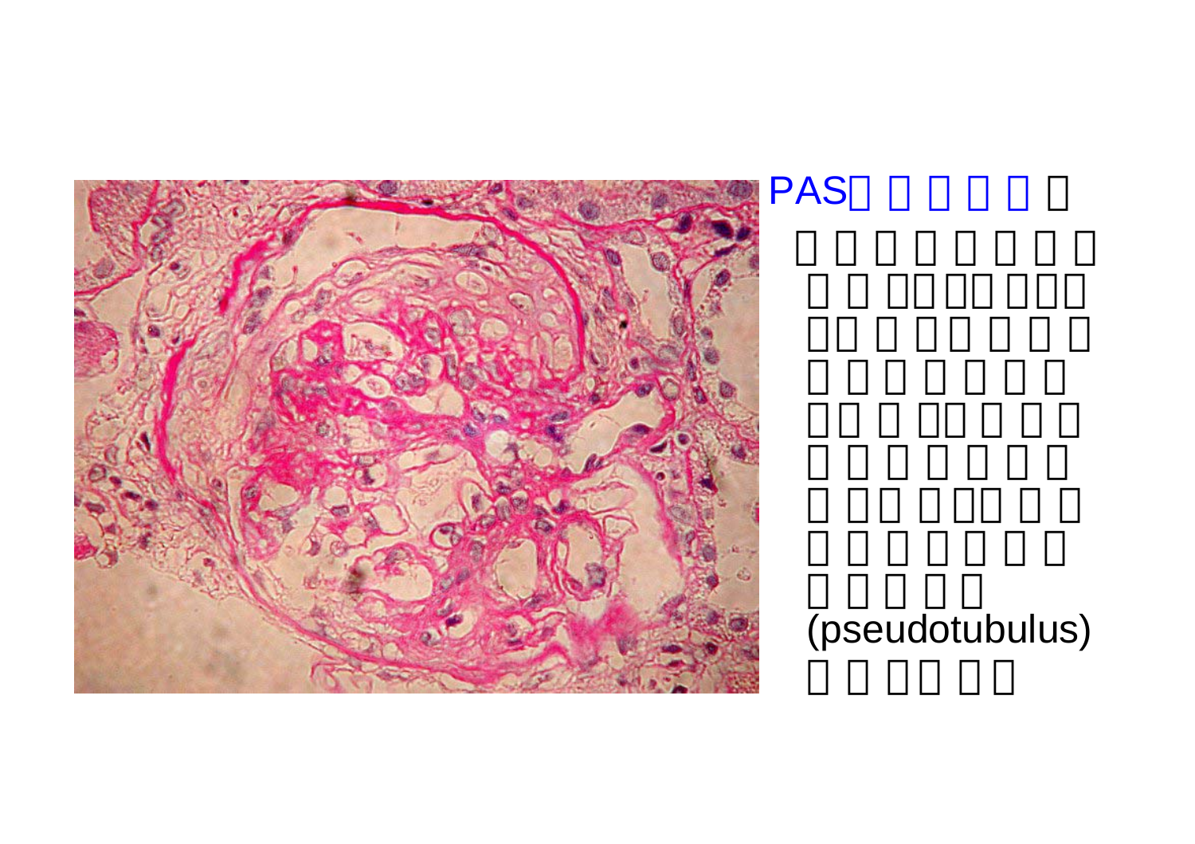PAS□ □ □ □ □ □

□ □ □ □ □ □ □ □ □ □ □□ □□ □□□ □□ □ □□ □ □ □ □ □ □ □ □ □ □ □□ □ □□ □ □ □ □ □ □ □ □ □ □ □□ □ □□ □ □ □ □ □ □ □ □ □ □ □ □ □ □ (pseudotubulus) □ □ □□ □□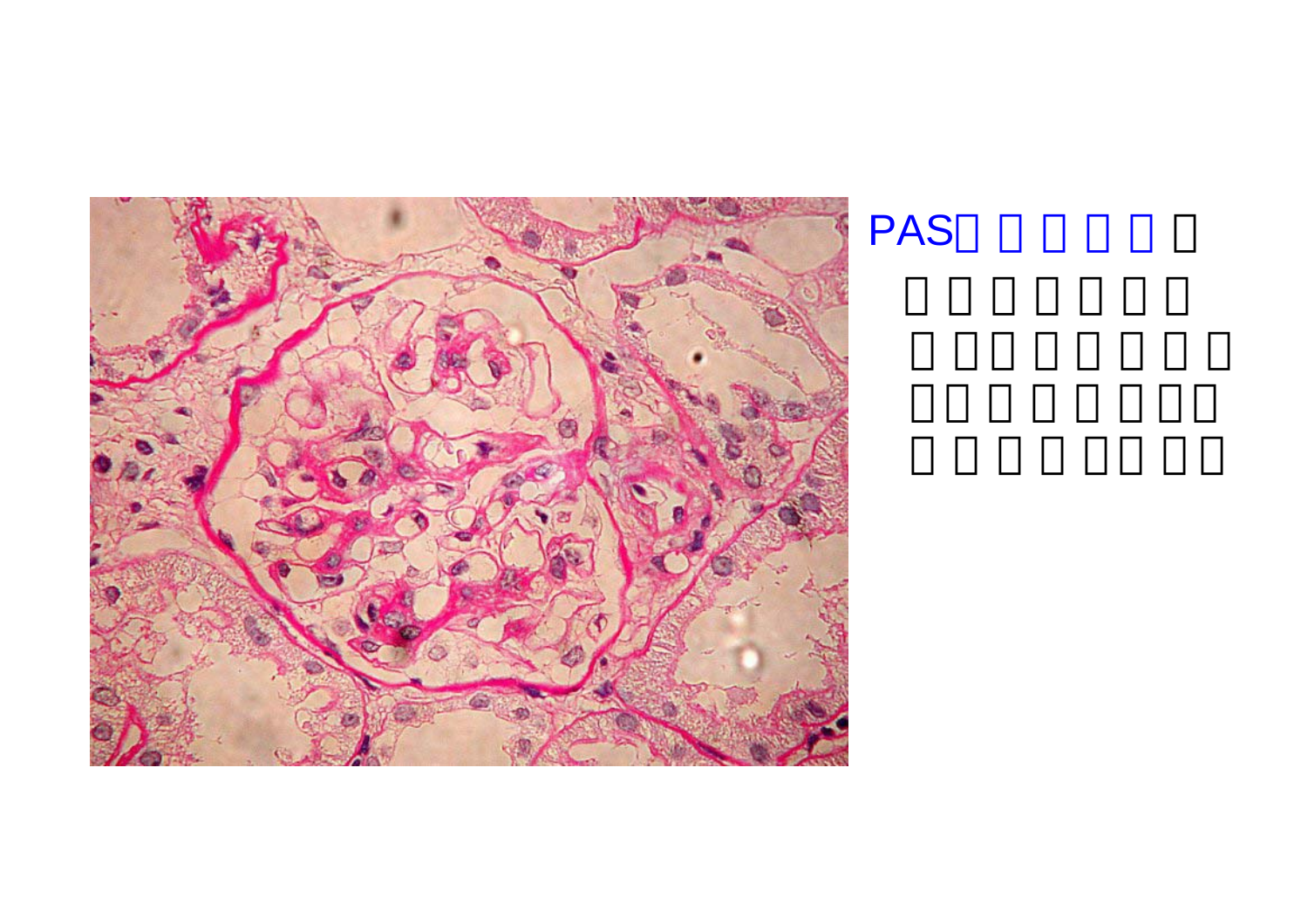PAS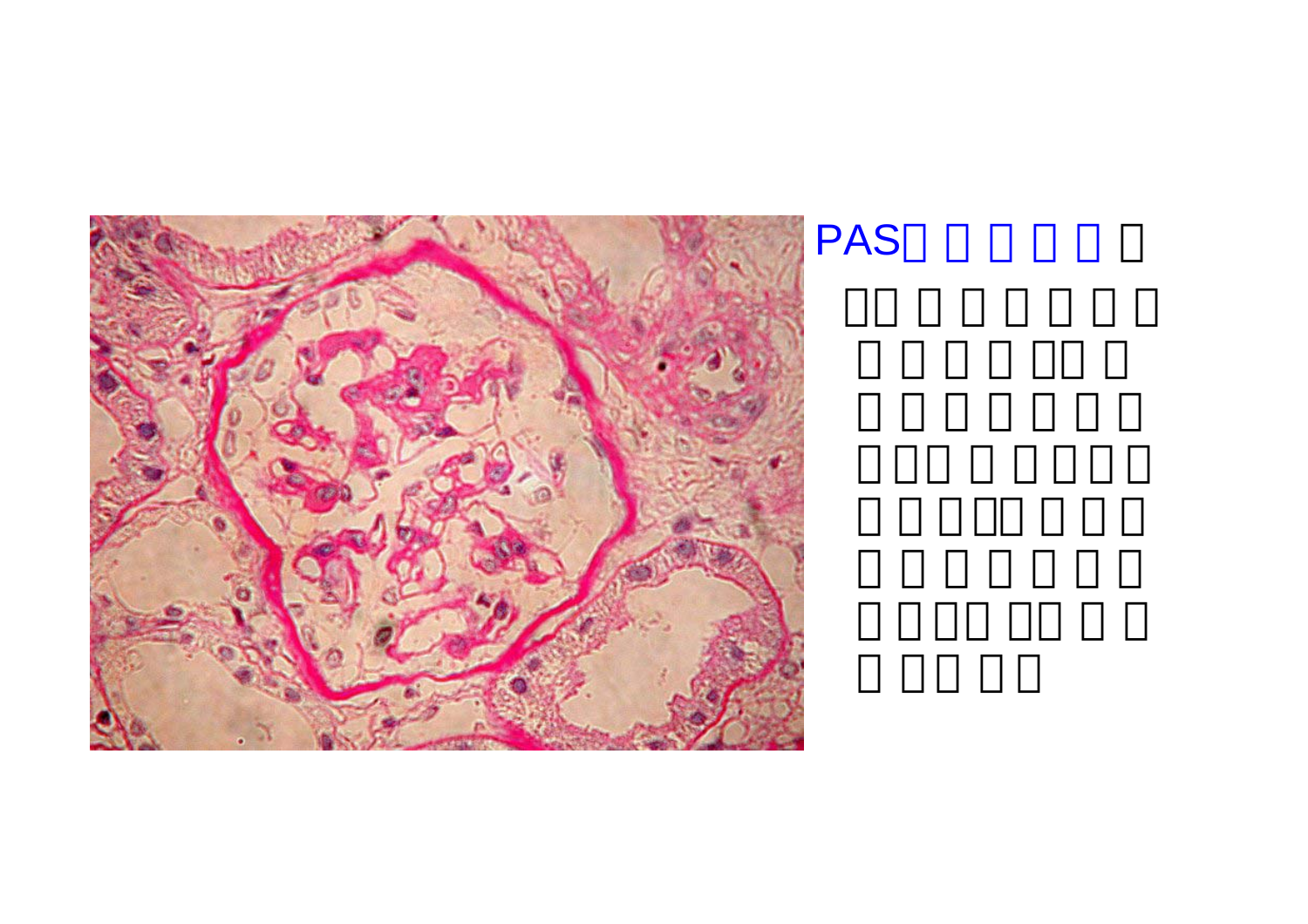PAS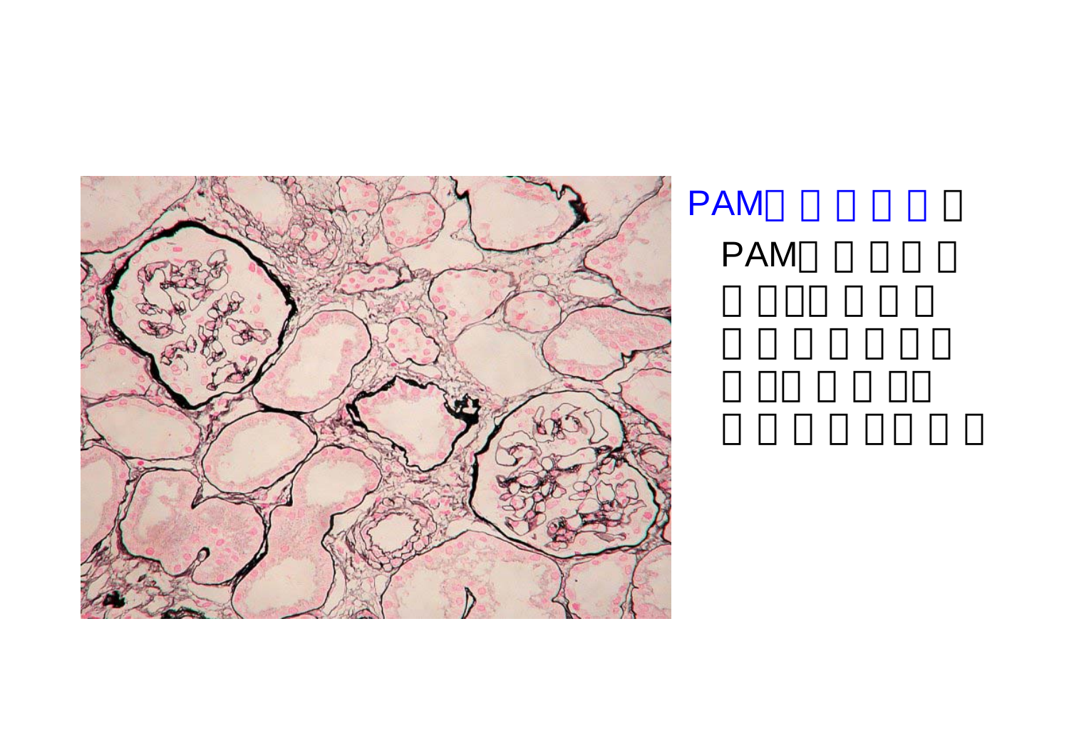PAM□ □ □ □ □ □

PAM□ □ □ □ □
□ □□□ □ □ □
□ □ □ □ □ □□
□ □□ □ □ □□
□ □ □ □ □□ □ □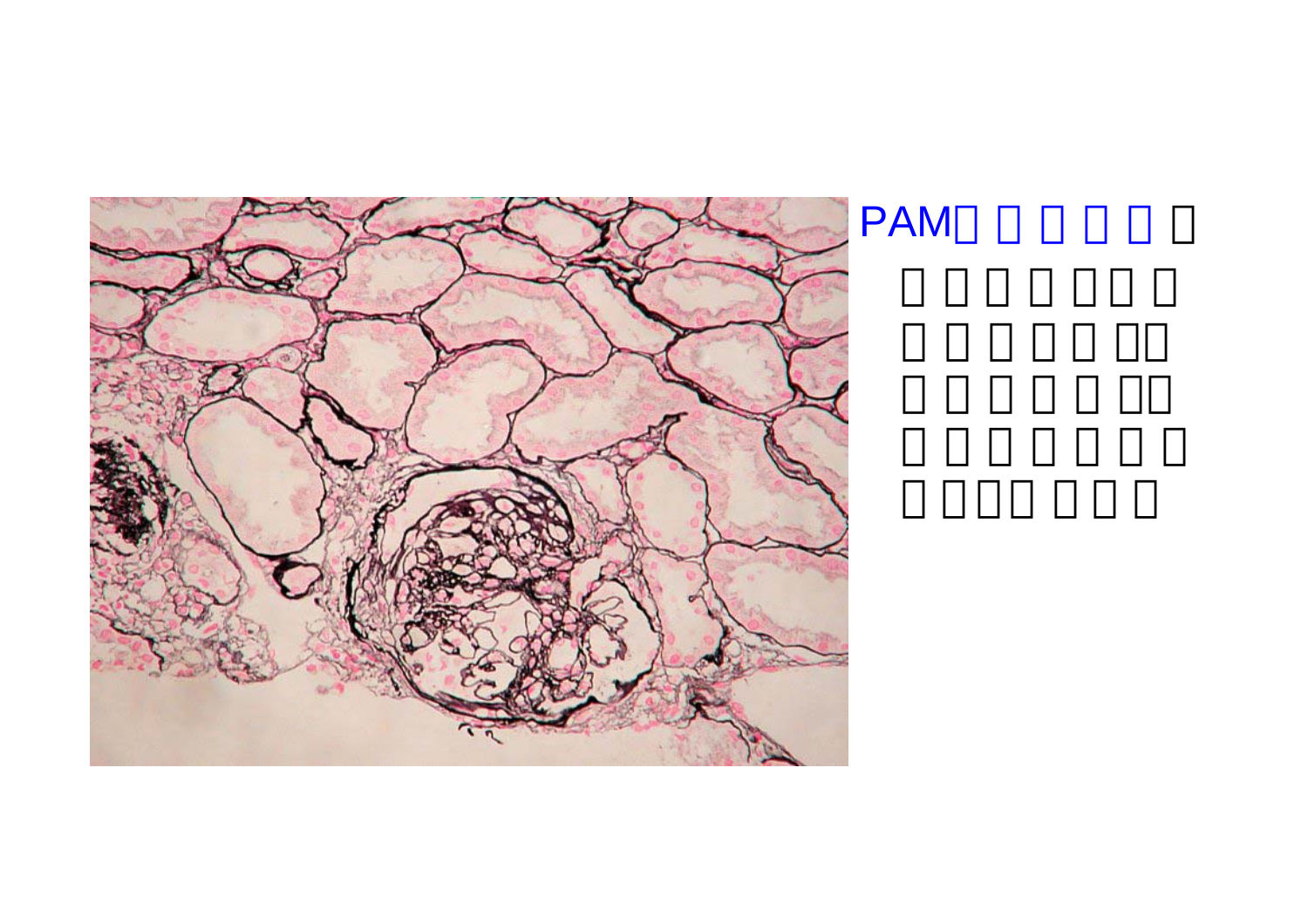PAM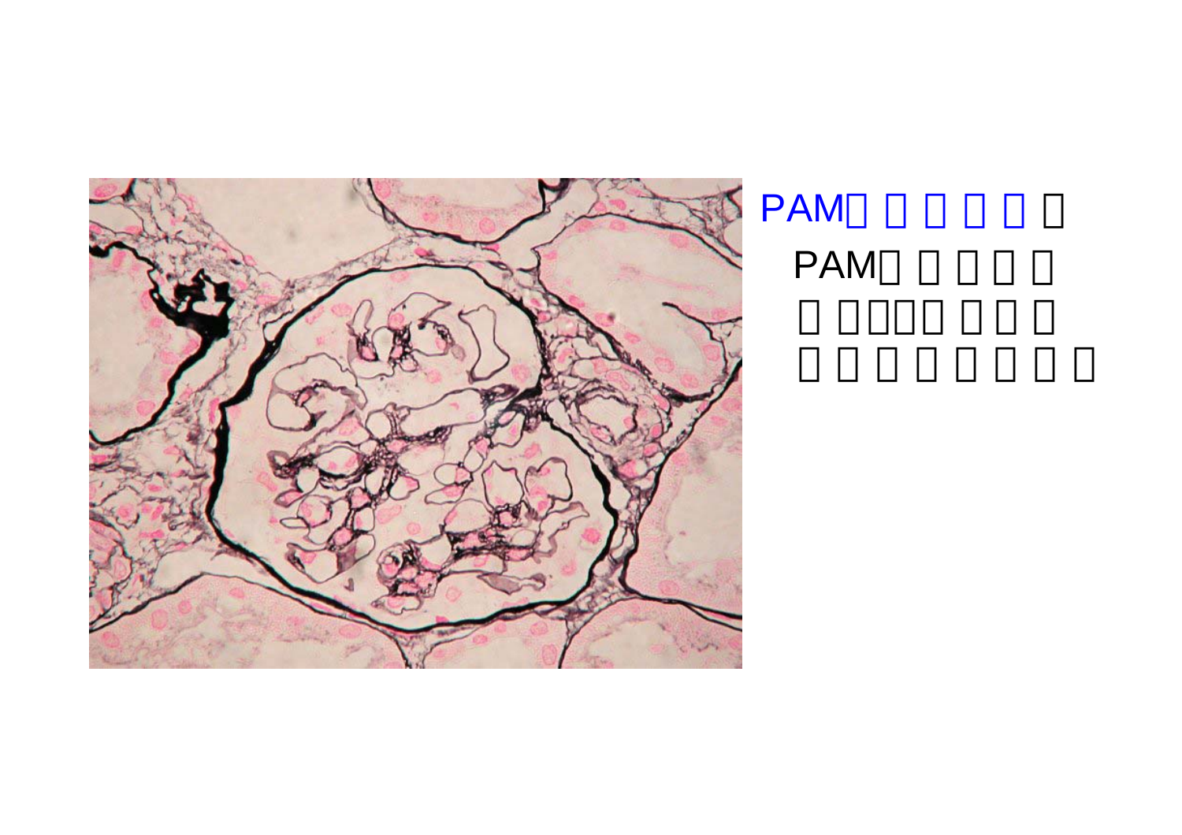PAM□□□□□□

PAM□□□□□

□□□□□□□□

□□□□□□□□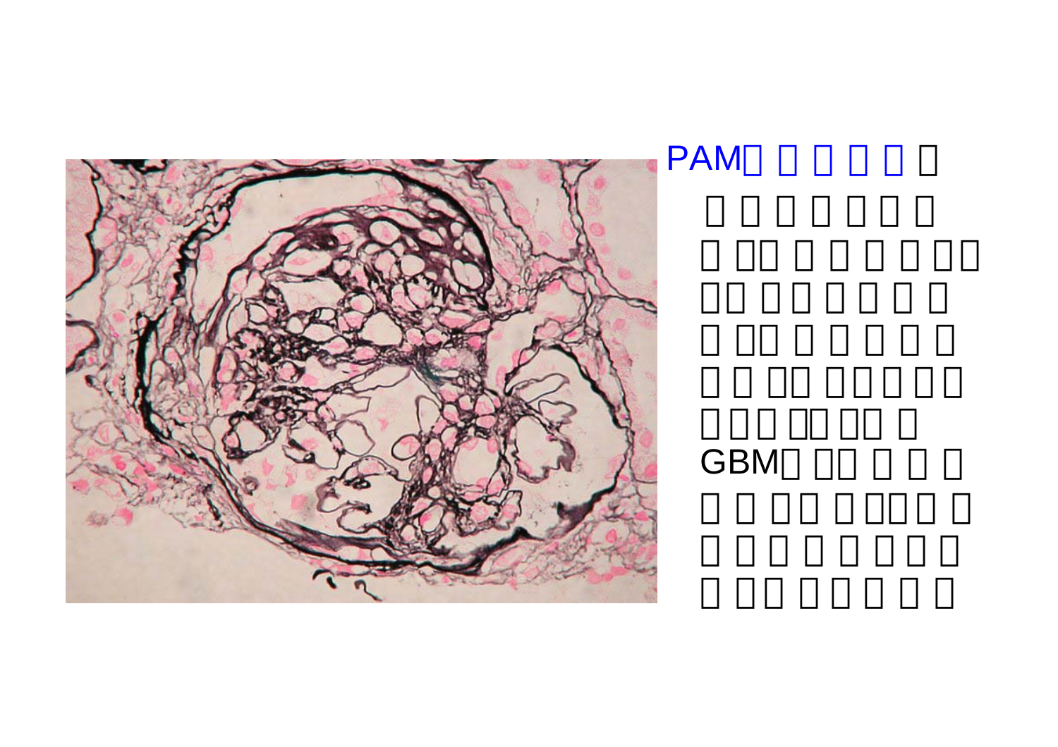PAM

GBM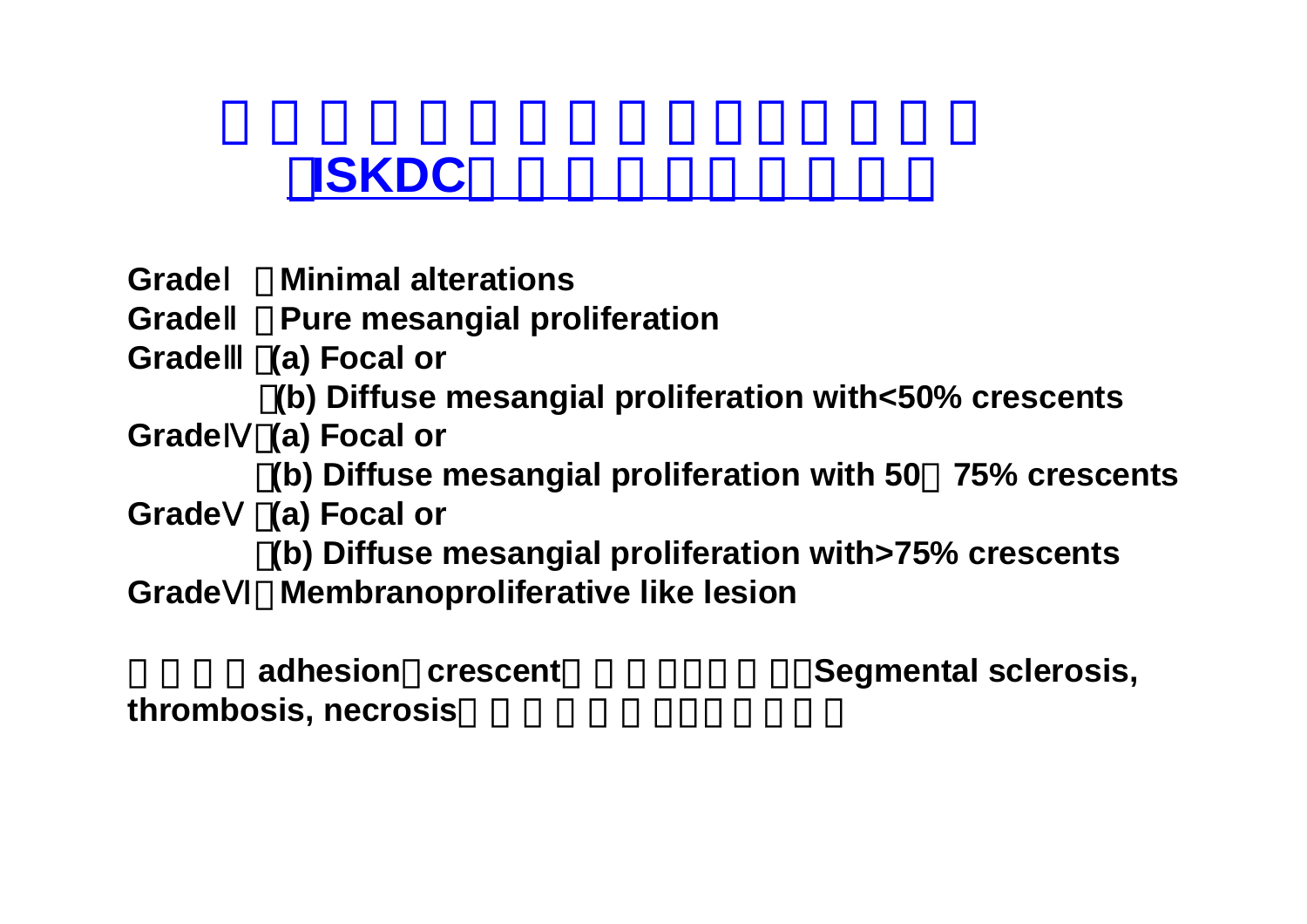**ISKDC**

Grade Ⅰ Minimal alterations
Grade Ⅱ Pure mesangial proliferation
Grade Ⅲ (a) Focal or
(b) Diffuse mesangial proliferation with<50% crescents
Grade Ⅳ (a) Focal or
(b) Diffuse mesangial proliferation with 50 75% crescents
Grade Ⅴ (a) Focal or
(b) Diffuse mesangial proliferation with>75% crescents
Grade Ⅵ Membranoproliferative like lesion

adhesion crescent Segmental sclerosis, thrombosis, necrosis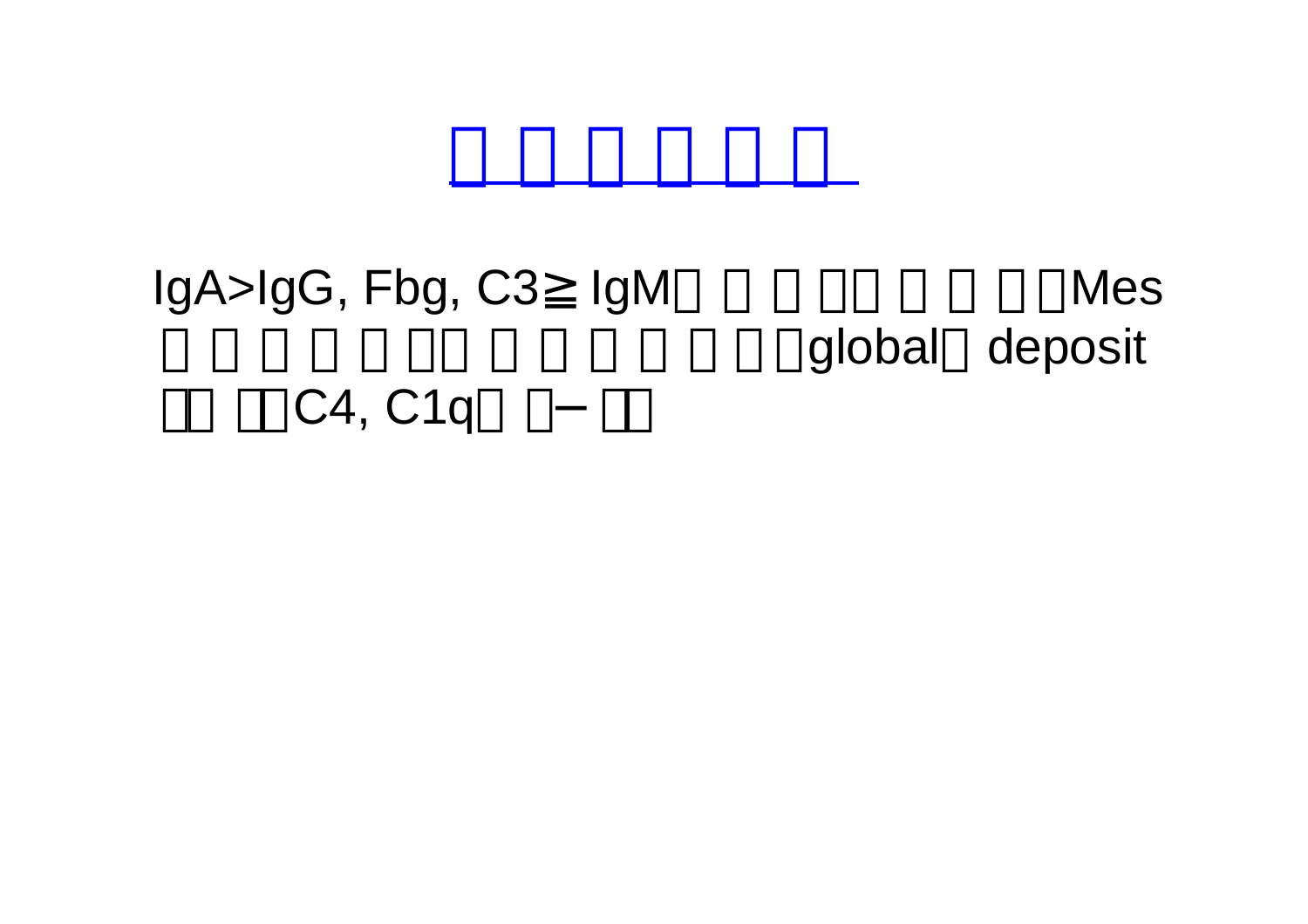# □ □ □ □ □ □

IgA>IgG, Fbg, C3≧IgM□ □ □ □□ □ □ □ □Mes □ □ □ □ □ □□ □ □ □ □ □ □ □global□ deposit □□ □□C4, C1q□ □− □□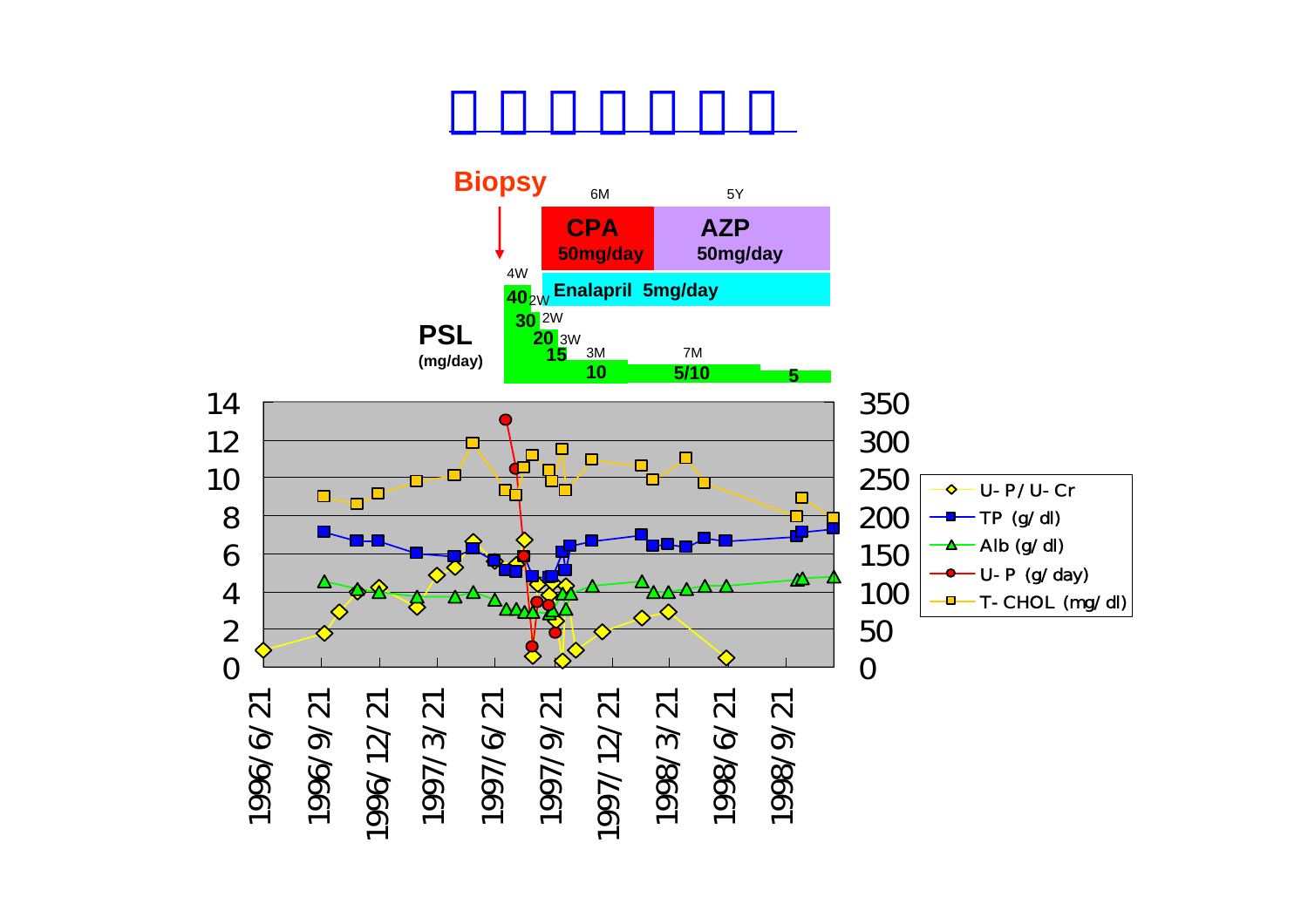# 口 口 口 口 口 口 口

**Biopsy**

| | 6M | 5Y |
|---|---|---|
| | **CPA** 50mg/day | **AZP** 50mg/day |
| | **Enalapril 5mg/day** | |

**PSL** (mg/day)

| 4W | 2W | 2W | 3W | 3M | 7M | |
|---|---|---|---|---|---|---|
| 40 | 30 | 20 | 15 | 10 | 5/10 | 5 |

Left axis: 0, 2, 4, 6, 8, 10, 12, 14

Right axis: 0, 50, 100, 150, 200, 250, 300, 350

X axis: 1996/6/21, 1996/9/21, 1996/12/21, 1997/3/21, 1997/6/21, 1997/9/21, 1997/12/21, 1998/3/21, 1998/6/21, 1998/9/21

Legend:
- U-P/U-Cr
- TP (g/dl)
- Alb (g/dl)
- U-P (g/day)
- T-CHOL (mg/dl)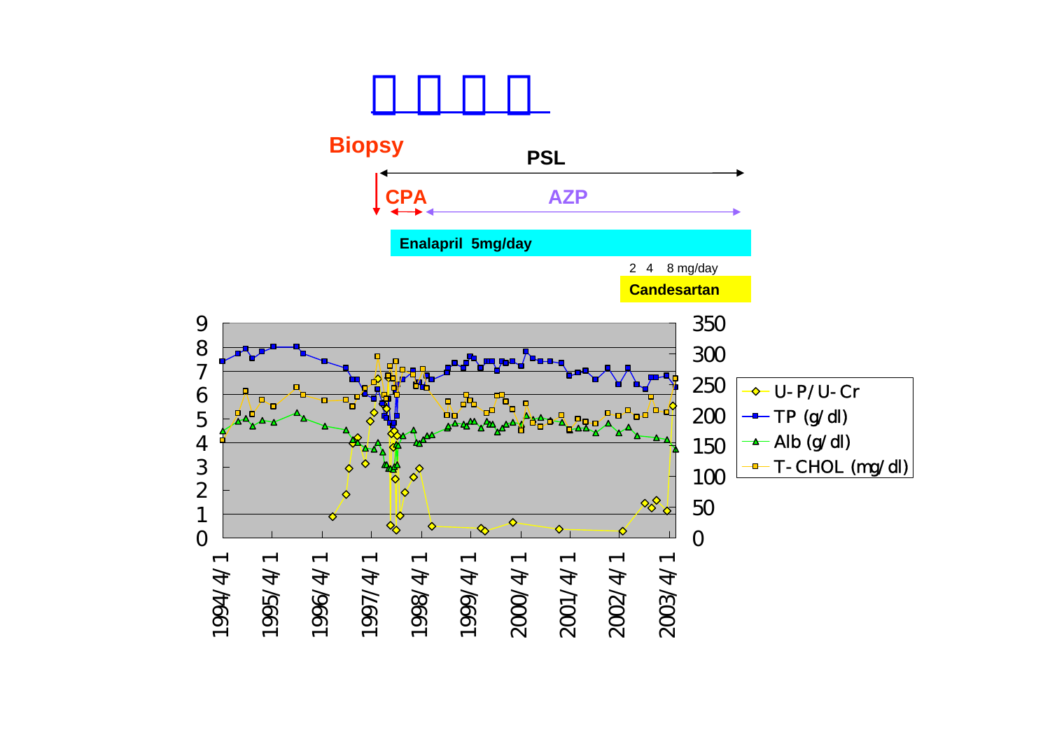# □ □ □ □

**Biopsy**

**PSL**

**CPA** **AZP**

**Enalapril 5mg/day**

2 4 8 mg/day

**Candesartan**

- U-P/U-Cr
- TP (g/dl)
- Alb (g/dl)
- T-CHOL (mg/dl)

Left axis: 0, 1, 2, 3, 4, 5, 6, 7, 8, 9

Right axis: 0, 50, 100, 150, 200, 250, 300, 350

X axis: 1994/4/1, 1995/4/1, 1996/4/1, 1997/4/1, 1998/4/1, 1999/4/1, 2000/4/1, 2001/4/1, 2002/4/1, 2003/4/1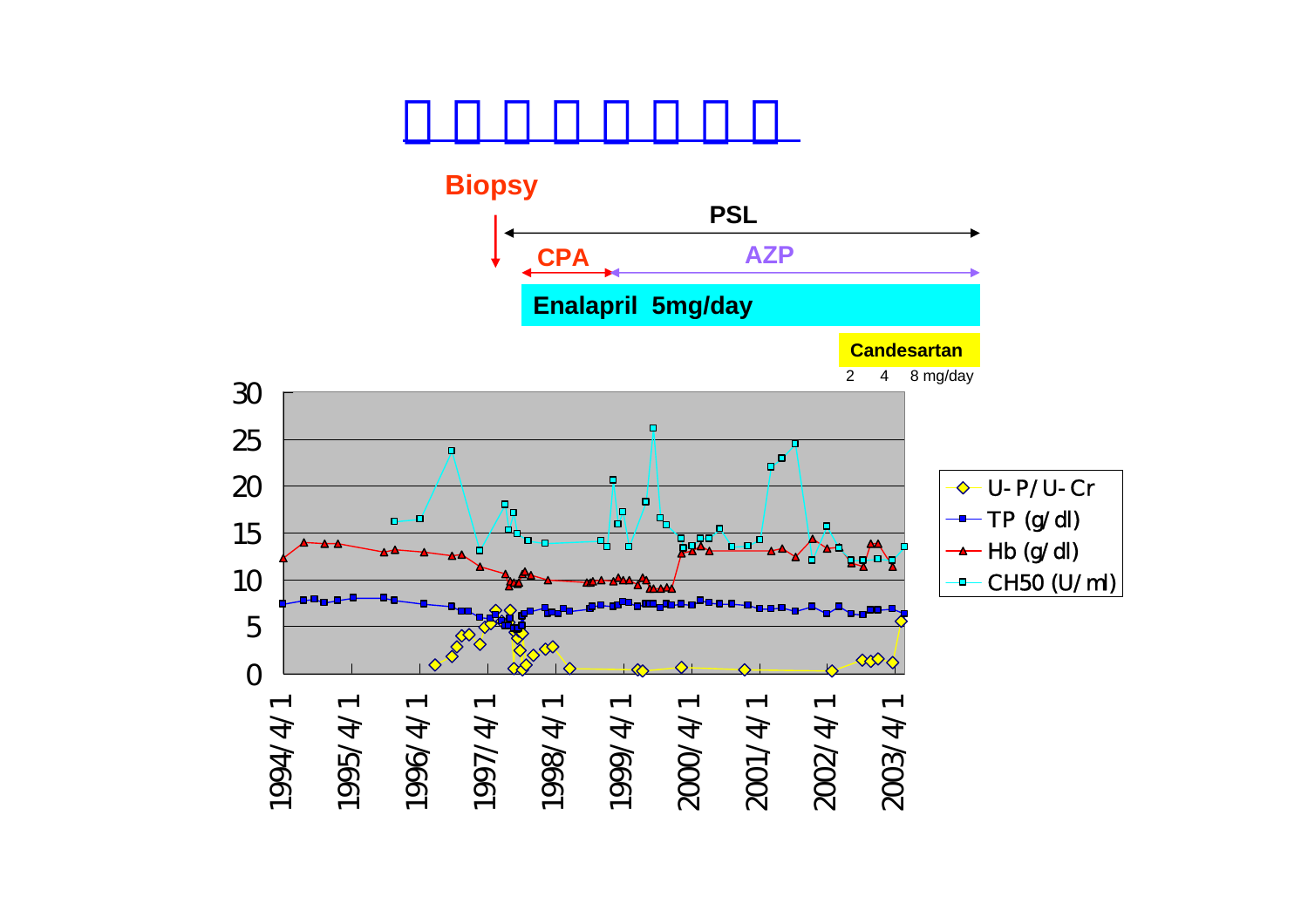# □□□□□□□□

Biopsy

PSL

CPA

AZP

**Enalapril 5mg/day**

**Candesartan**

2 4 8 mg/day

- U-P/U-Cr
- TP (g/dl)
- Hb (g/dl)
- CH50 (U/ml)

30, 25, 20, 15, 10, 5, 0

1994/4/1, 1995/4/1, 1996/4/1, 1997/4/1, 1998/4/1, 1999/4/1, 2000/4/1, 2001/4/1, 2002/4/1, 2003/4/1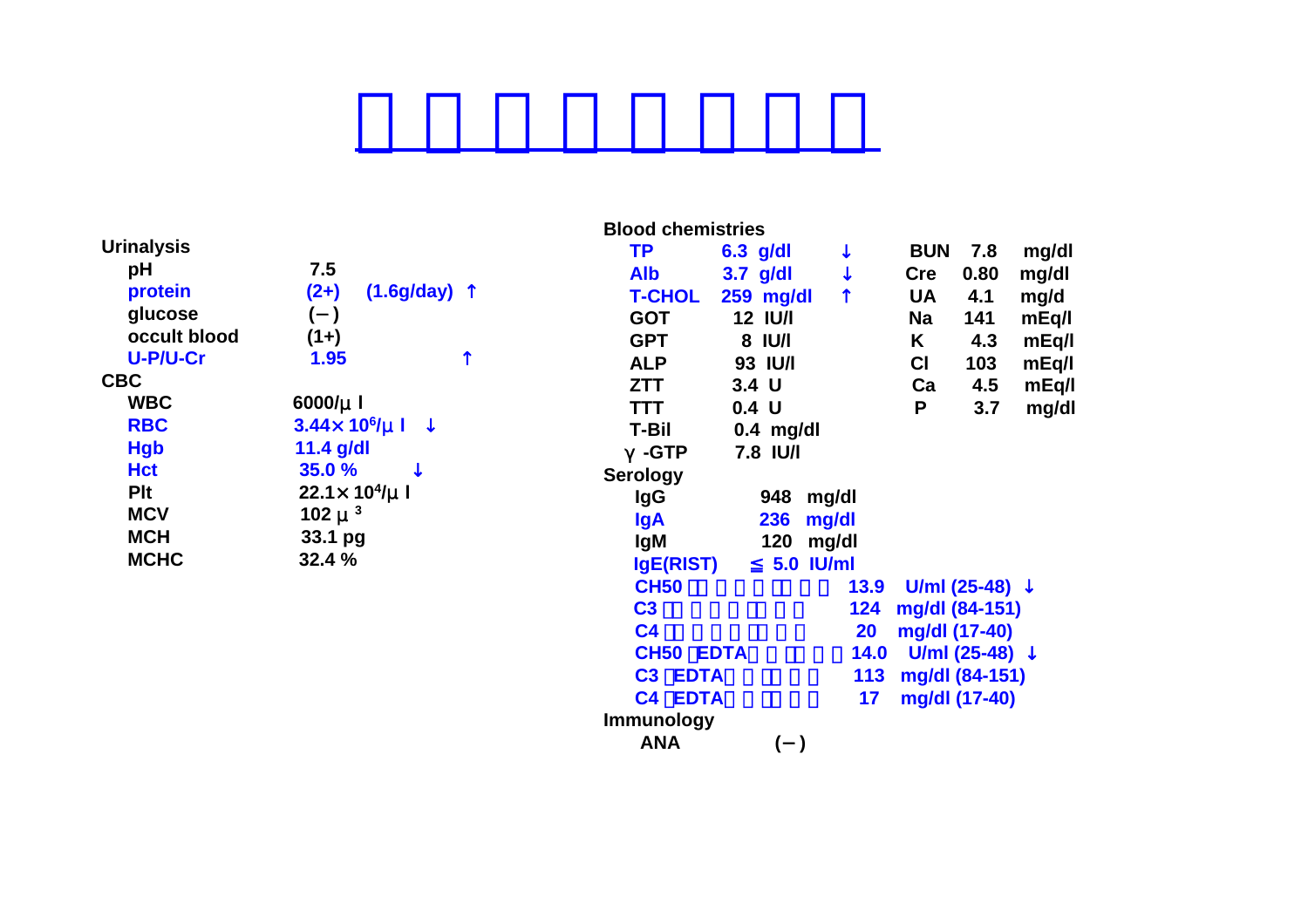# □□□□□□□□

**Urinalysis**

| | | |
|---|---|---|
| pH | 7.5 | |
| protein | (2+) (1.6g/day) | ↑ |
| glucose | (−) | |
| occult blood | (1+) | |
| U-P/U-Cr | 1.95 | ↑ |

**CBC**

| | | |
|---|---|---|
| WBC | 6000/μ l | |
| RBC | $3.44 \times 10^6$/μ l | ↓ |
| Hgb | 11.4 g/dl | |
| Hct | 35.0 % | ↓ |
| Plt | $22.1 \times 10^4$/μ l | |
| MCV | 102 $\mu^3$ | |
| MCH | 33.1 pg | |
| MCHC | 32.4 % | |

**Blood chemistries**

| | | | | | |
|---|---|---|---|---|---|
| TP | 6.3 g/dl | ↓ | BUN | 7.8 | mg/dl |
| Alb | 3.7 g/dl | ↓ | Cre | 0.80 | mg/dl |
| T-CHOL | 259 mg/dl | ↑ | UA | 4.1 | mg/d |
| GOT | 12 IU/l | | Na | 141 | mEq/l |
| GPT | 8 IU/l | | K | 4.3 | mEq/l |
| ALP | 93 IU/l | | Cl | 103 | mEq/l |
| ZTT | 3.4 U | | Ca | 4.5 | mEq/l |
| TTT | 0.4 U | | P | 3.7 | mg/dl |
| T-Bil | 0.4 mg/dl | | | | |
| γ -GTP | 7.8 IU/l | | | | |

**Serology**

| | | |
|---|---|---|
| IgG | 948 mg/dl | |
| IgA | 236 mg/dl | |
| IgM | 120 mg/dl | |
| IgE(RIST) | ≦ 5.0 IU/ml | |
| CH50 □□□□□□□ | 13.9 U/ml (25-48) | ↓ |
| C3 □□□□□□□ | 124 mg/dl (84-151) | |
| C4 □□□□□□□ | 20 mg/dl (17-40) | |
| CH50 □EDTA□□□□□ | 14.0 U/ml (25-48) | ↓ |
| C3 □EDTA□□□□□ | 113 mg/dl (84-151) | |
| C4 □EDTA□□□□□ | 17 mg/dl (17-40) | |

**Immunology**

| | |
|---|---|
| ANA | (−) |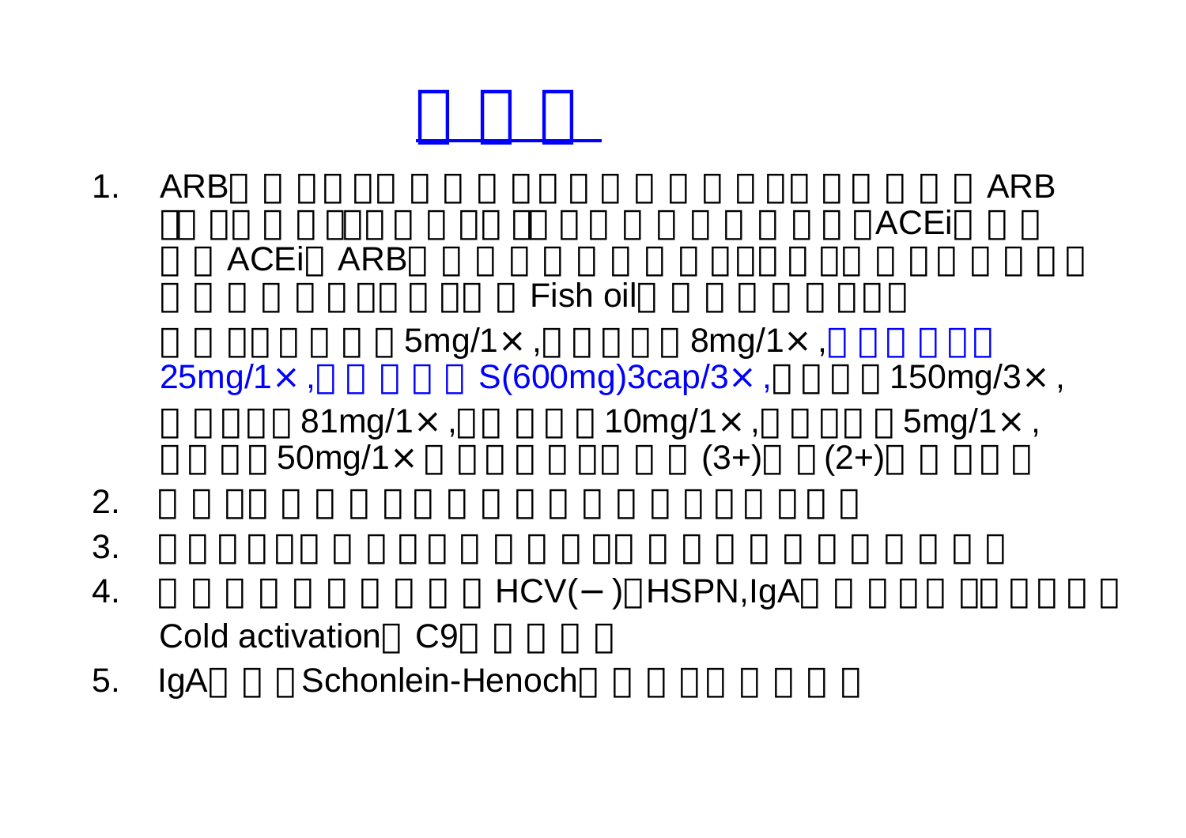# □□□

1. ARB□□□□□□□□□□□□□□□□□□□□□□ARB□□□□□□□□□□□□□□□□□□□□□□□□ACEi□□□□ACEi□ARB□□□□□□□□□□□□□□□□□□□□□□□□□□□□□□□□Fish oil□□□□□□□□

   □□□□□□□□5mg/1×,□□□□□8mg/1×,□□□□□□25mg/1×,□□□□□S(600mg)3cap/3×,□□□□150mg/3×,

   □□□□81mg/1×,□□□□□10mg/1×,□□□□□5mg/1×,□□□□50mg/1×□□□□□□□□□(3+)□□(2+)□□□□□

2. □□□□□□□□□□□□□□□□□□□□□□□□□□

3. □□□□□□□□□□□□□□□□□□□□□□□□□□□

4. □□□□□□□□□□□HCV(−)□HSPN,IgA□□□□□□□□□□□Cold activation□C9□□□□□

5. IgA□□□Schonlein-Henoch□□□□□□□□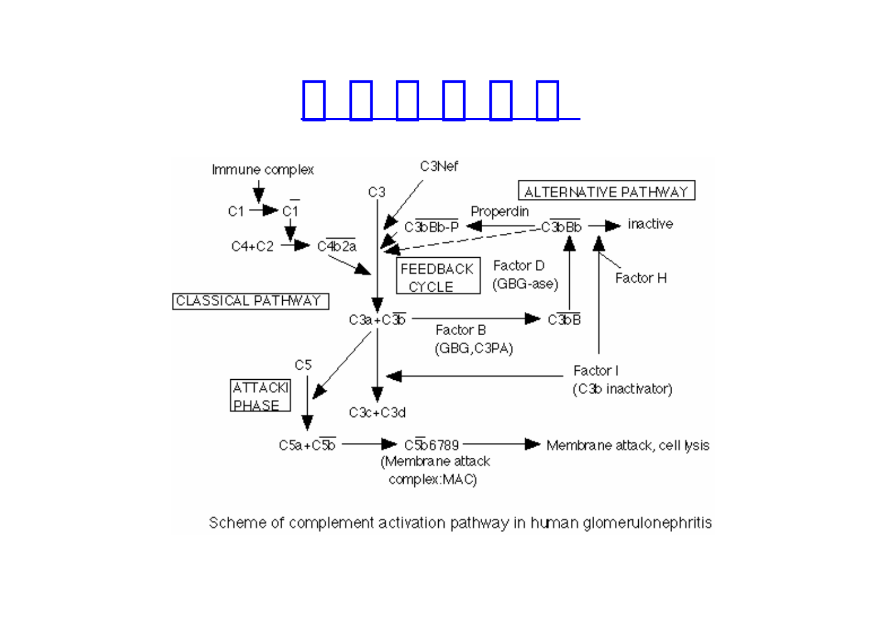Immune complex

C1 → $\overline{C1}$

C4+C2 → $\overline{C4b2a}$

C3

C3Nef

$\overline{C3bBb}$-P

Properdin

$\overline{C3bBb}$ → inactive

ALTERNATIVE PATHWAY

FEEDBACK CYCLE

Factor D (GBG-ase)

Factor H

CLASSICAL PATHWAY

C3a+$\overline{C3b}$ → $\overline{C3bB}$

Factor B (GBG,C3PA)

C5

ATTACK PHASE

Factor I (C3b inactivator)

C3c+C3d

C5a+$\overline{C5b}$ → $\overline{C5b}$6789 (Membrane attack complex:MAC) → Membrane attack, cell lysis

Scheme of complement activation pathway in human glomerulonephritis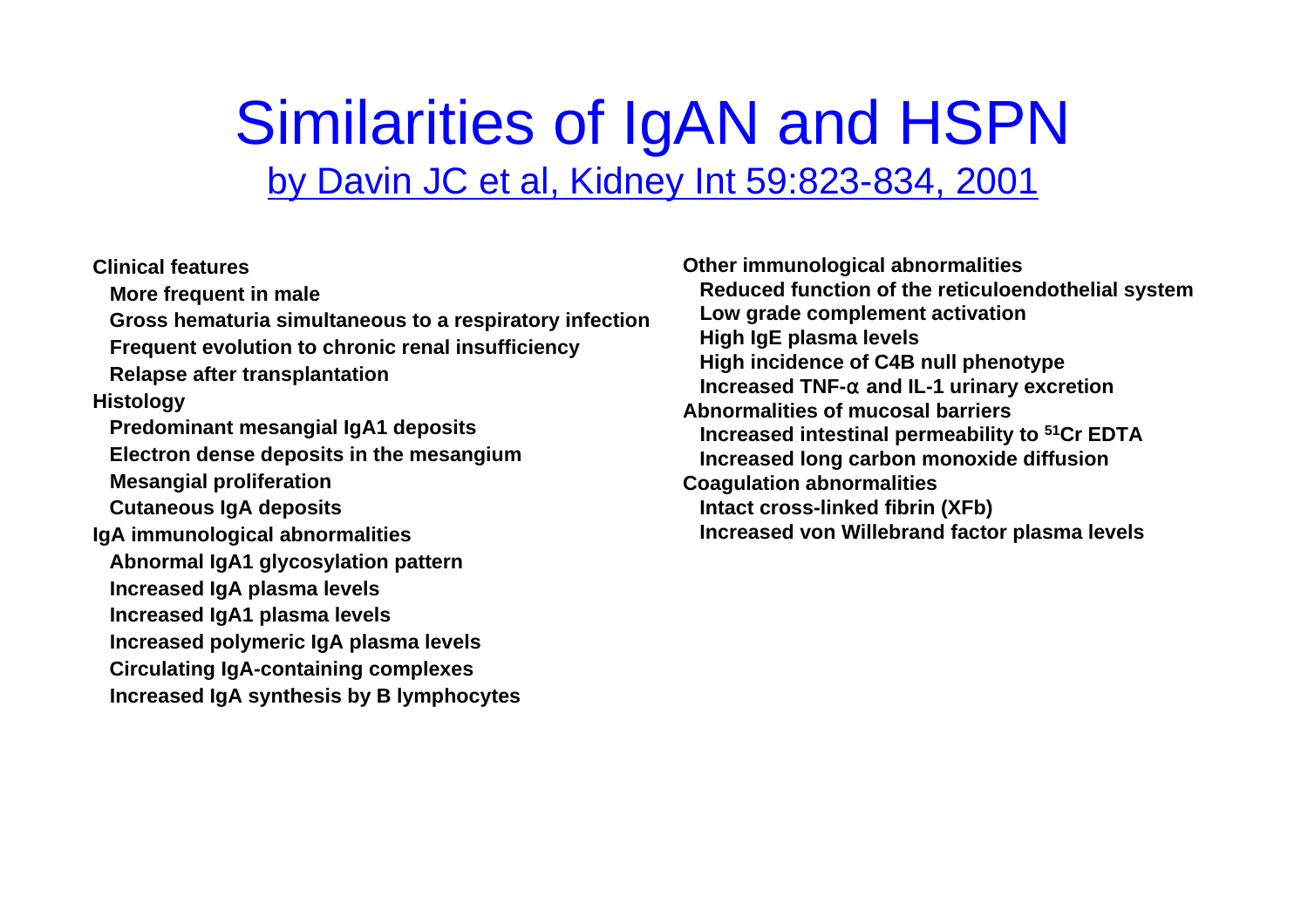# Similarities of IgAN and HSPN

by Davin JC et al, Kidney Int 59:823-834, 2001

**Clinical features**

- **More frequent in male**
- **Gross hematuria simultaneous to a respiratory infection**
- **Frequent evolution to chronic renal insufficiency**
- **Relapse after transplantation**

**Histology**

- **Predominant mesangial IgA1 deposits**
- **Electron dense deposits in the mesangium**
- **Mesangial proliferation**
- **Cutaneous IgA deposits**

**IgA immunological abnormalities**

- **Abnormal IgA1 glycosylation pattern**
- **Increased IgA plasma levels**
- **Increased IgA1 plasma levels**
- **Increased polymeric IgA plasma levels**
- **Circulating IgA-containing complexes**
- **Increased IgA synthesis by B lymphocytes**

**Other immunological abnormalities**

- **Reduced function of the reticuloendothelial system**
- **Low grade complement activation**
- **High IgE plasma levels**
- **High incidence of C4B null phenotype**
- **Increased TNF-$\alpha$ and IL-1 urinary excretion**

**Abnormalities of mucosal barriers**

- **Increased intestinal permeability to $^{51}$Cr EDTA**
- **Increased long carbon monoxide diffusion**

**Coagulation abnormalities**

- **Intact cross-linked fibrin (XFb)**
- **Increased von Willebrand factor plasma levels**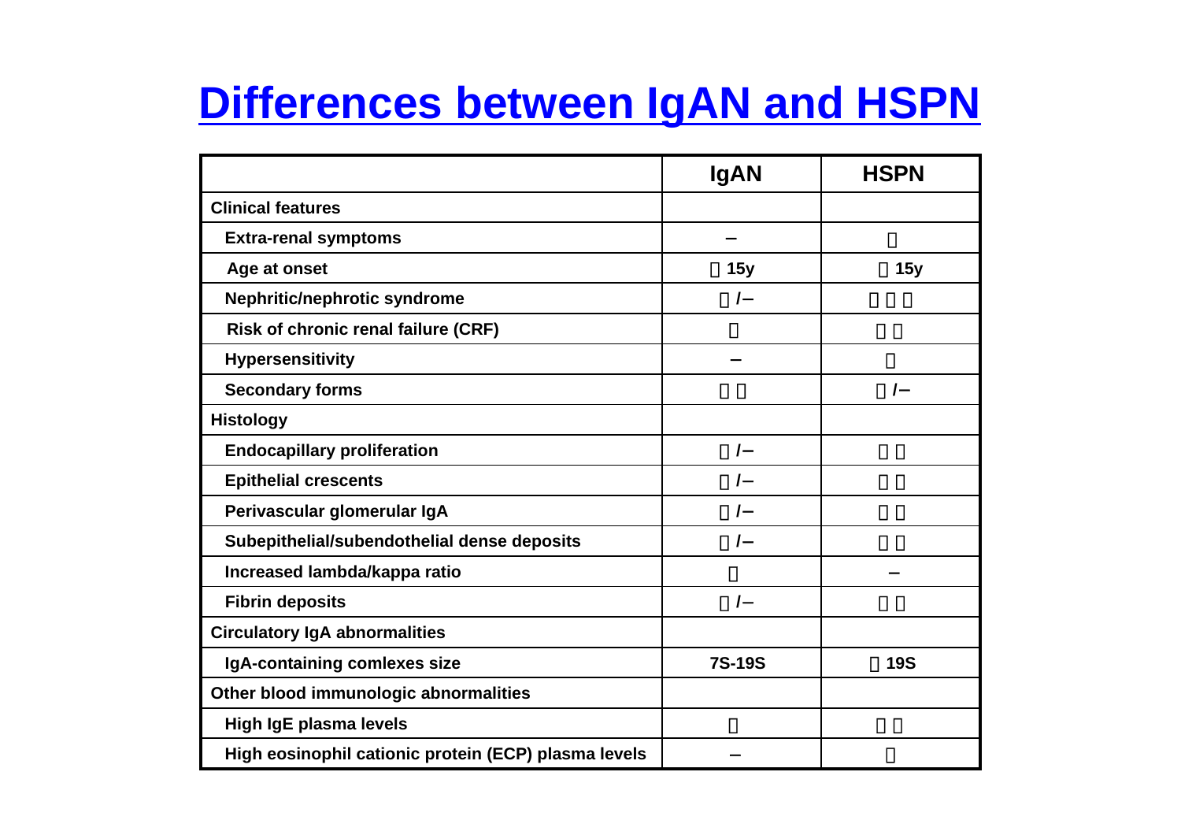# Differences between IgAN and HSPN

| | IgAN | HSPN |
|---|---|---|
| **Clinical features** | | |
| Extra-renal symptoms | – | □ |
| Age at onset | □15y | □15y |
| Nephritic/nephrotic syndrome | □/– | □□□ |
| Risk of chronic renal failure (CRF) | □ | □□ |
| Hypersensitivity | – | □ |
| Secondary forms | □□ | □/– |
| **Histology** | | |
| Endocapillary proliferation | □/– | □□ |
| Epithelial crescents | □/– | □□ |
| Perivascular glomerular IgA | □/– | □□ |
| Subepithelial/subendothelial dense deposits | □/– | □□ |
| Increased lambda/kappa ratio | □ | – |
| Fibrin deposits | □/– | □□ |
| **Circulatory IgA abnormalities** | | |
| IgA-containing comlexes size | 7S-19S | □19S |
| **Other blood immunologic abnormalities** | | |
| High IgE plasma levels | □ | □□ |
| High eosinophil cationic protein (ECP) plasma levels | – | □ |